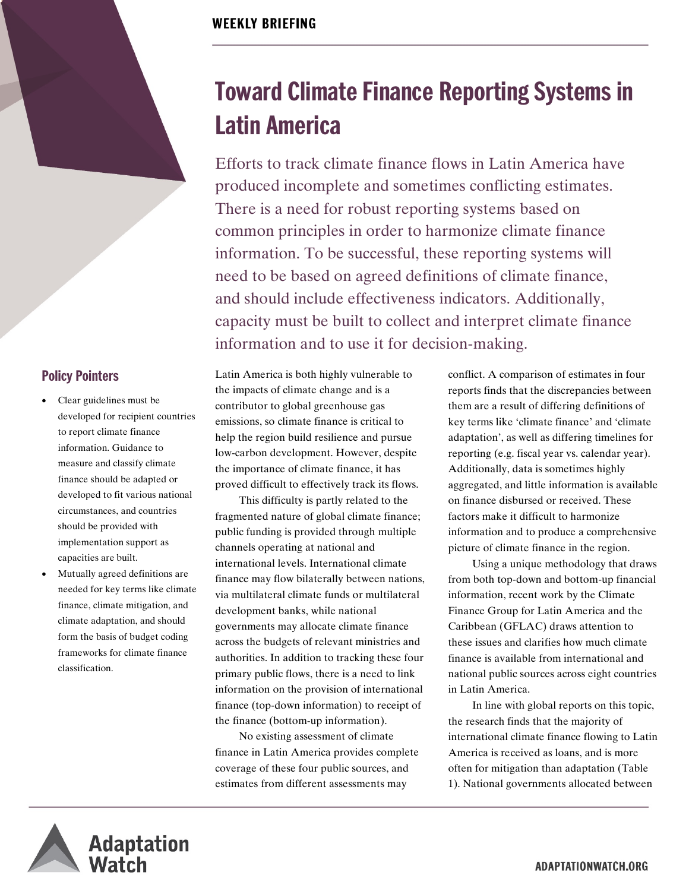WEEKLY BRIEFING

# Toward Climate Finance Reporting Systems in Latin America

Efforts to track climate finance flows in Latin America have produced incomplete and sometimes conflicting estimates. There is a need for robust reporting systems based on common principles in order to harmonize climate finance information. To be successful, these reporting systems will need to be based on agreed definitions of climate finance, and should include effectiveness indicators. Additionally, capacity must be built to collect and interpret climate finance information and to use it for decision-making.

## Policy Pointers

- Clear guidelines must be developed for recipient countries to report climate finance information. Guidance to measure and classify climate finance should be adapted or developed to fit various national circumstances, and countries should be provided with implementation support as capacities are built.
- Mutually agreed definitions are needed for key terms like climate finance, climate mitigation, and climate adaptation, and should form the basis of budget coding frameworks for climate finance classification.

Latin America is both highly vulnerable to the impacts of climate change and is a contributor to global greenhouse gas emissions, so climate finance is critical to help the region build resilience and pursue low-carbon development. However, despite the importance of climate finance, it has proved difficult to effectively track its flows.

This difficulty is partly related to the fragmented nature of global climate finance; public funding is provided through multiple channels operating at national and international levels. International climate finance may flow bilaterally between nations, via multilateral climate funds or multilateral development banks, while national governments may allocate climate finance across the budgets of relevant ministries and authorities. In addition to tracking these four primary public flows, there is a need to link information on the provision of international finance (top-down information) to receipt of the finance (bottom-up information).

No existing assessment of climate finance in Latin America provides complete coverage of these four public sources, and estimates from different assessments may conflict. A comparison of estimates in four reports finds that the discrepancies between them are a result of differing definitions of key terms like 'climate finance' and 'climate adaptation', as well as differing timelines for reporting (e.g. fiscal year vs. calendar year). Additionally, data is sometimes highly aggregated, and little information is available on finance disbursed or received. These factors make it difficult to harmonize information and to produce a comprehensive picture of climate finance in the region.

Using a unique methodology that draws from both top-down and bottom-up financial information, recent work by the Climate Finance Group for Latin America and the Caribbean (GFLAC) draws attention to these issues and clarifies how much climate finance is available from international and national public sources across eight countries in Latin America.

In line with global reports on this topic, the research finds that the majority of international climate finance flowing to Latin America is received as loans, and is more often for mitigation than adaptation (Table 1). National governments allocated between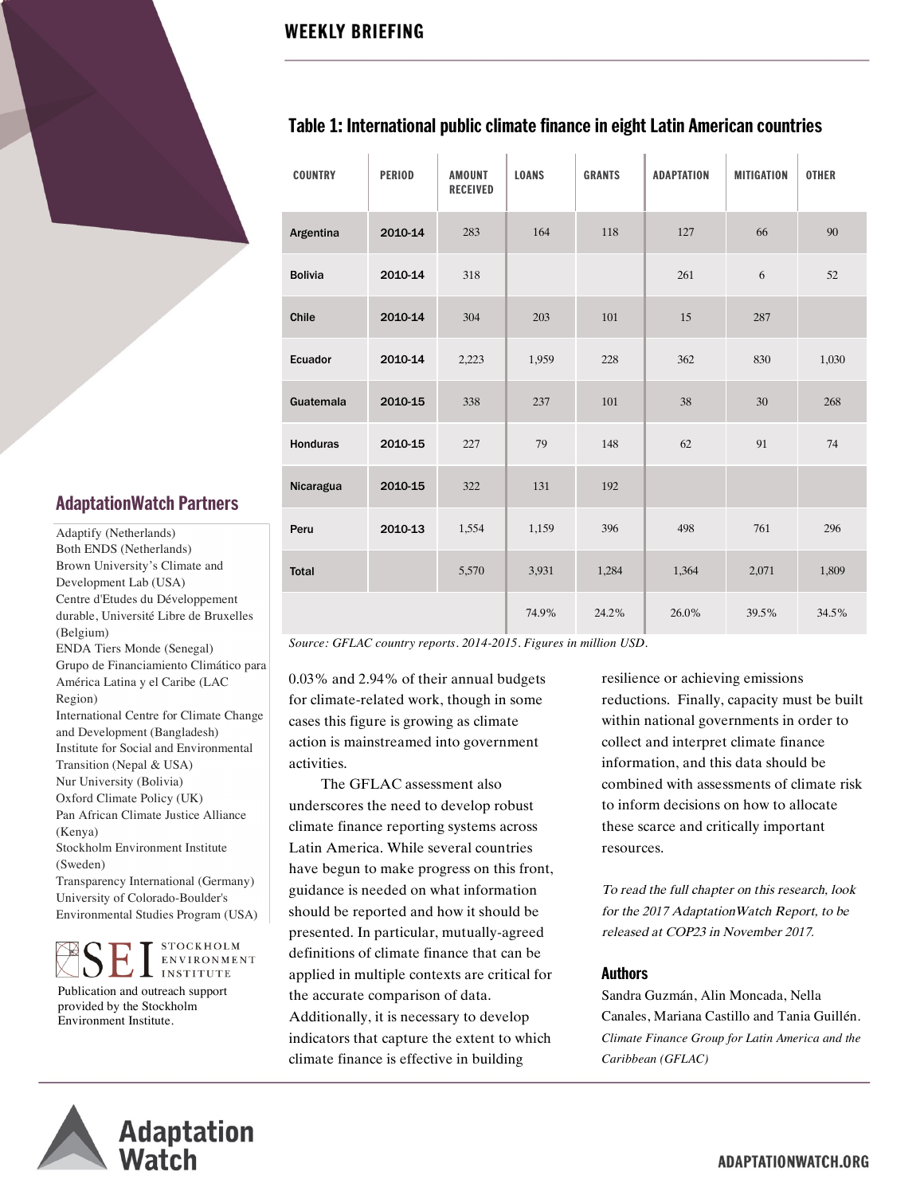## Table 1: International public climate finance in eight Latin American countries

| COUNTRY | PERIOD | AMOUNT RECEIVED | LOANS | GRANTS | ADAPTATION | MITIGATION | OTHER |
|---|---|---|---|---|---|---|---|
| Argentina | 2010-14 | 283 | 164 | 118 | 127 | 66 | 90 |
| Bolivia | 2010-14 | 318 | | | 261 | 6 | 52 |
| Chile | 2010-14 | 304 | 203 | 101 | 15 | 287 | |
| Ecuador | 2010-14 | 2,223 | 1,959 | 228 | 362 | 830 | 1,030 |
| Guatemala | 2010-15 | 338 | 237 | 101 | 38 | 30 | 268 |
| Honduras | 2010-15 | 227 | 79 | 148 | 62 | 91 | 74 |
| Nicaragua | 2010-15 | 322 | 131 | 192 | | | |
| Peru | 2010-13 | 1,554 | 1,159 | 396 | 498 | 761 | 296 |
| Total | | 5,570 | 3,931 | 1,284 | 1,364 | 2,071 | 1,809 |
| | | | 74.9% | 24.2% | 26.0% | 39.5% | 34.5% |

*Source: GFLAC country reports. 2014-2015. Figures in million USD.*

0.03% and 2.94% of their annual budgets for climate-related work, though in some cases this figure is growing as climate action is mainstreamed into government activities.

The GFLAC assessment also underscores the need to develop robust climate finance reporting systems across Latin America. While several countries have begun to make progress on this front, guidance is needed on what information should be reported and how it should be presented. In particular, mutually-agreed definitions of climate finance that can be applied in multiple contexts are critical for the accurate comparison of data. Additionally, it is necessary to develop indicators that capture the extent to which climate finance is effective in building resilience or achieving emissions reductions. Finally, capacity must be built within national governments in order to collect and interpret climate finance information, and this data should be combined with assessments of climate risk to inform decisions on how to allocate these scarce and critically important resources.

*To read the full chapter on this research, look for the 2017 AdaptationWatch Report, to be released at COP23 in November 2017.*

### Authors

Sandra Guzmán, Alin Moncada, Nella Canales, Mariana Castillo and Tania Guillén. *Climate Finance Group for Latin America and the Caribbean (GFLAC)*

### AdaptationWatch Partners

Adaptify (Netherlands)
Both ENDS (Netherlands)
Brown University's Climate and Development Lab (USA)
Centre d'Etudes du Développement durable, Université Libre de Bruxelles (Belgium)
ENDA Tiers Monde (Senegal)
Grupo de Financiamiento Climático para América Latina y el Caribe (LAC Region)
International Centre for Climate Change and Development (Bangladesh)
Institute for Social and Environmental Transition (Nepal & USA)
Nur University (Bolivia)
Oxford Climate Policy (UK)
Pan African Climate Justice Alliance (Kenya)
Stockholm Environment Institute (Sweden)
Transparency International (Germany)
University of Colorado-Boulder's Environmental Studies Program (USA)

SEI STOCKHOLM ENVIRONMENT INSTITUTE

Publication and outreach support provided by the Stockholm Environment Institute.